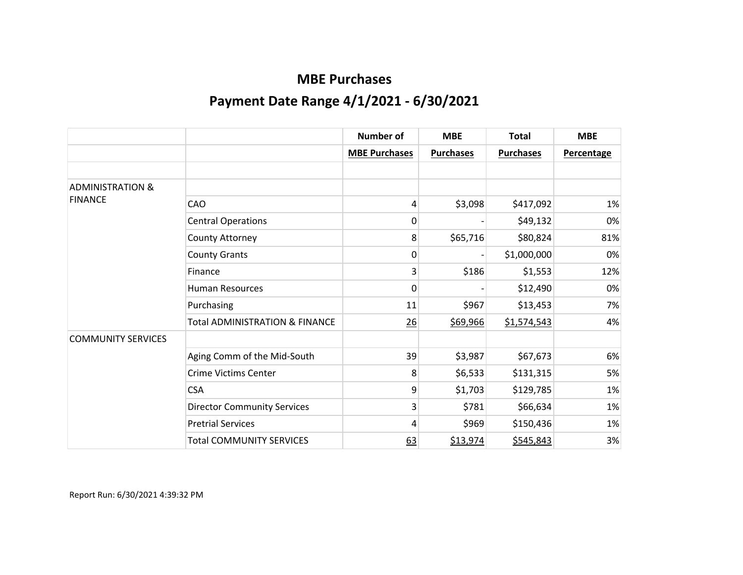# MBE Purchases

## Payment Date Range 4/1/2021 - 6/30/2021

| | | Number of MBE Purchases | MBE Purchases | Total Purchases | MBE Percentage |
|---|---|---|---|---|---|
| | | | | | |
| ADMINISTRATION & FINANCE | | | | | |
| | CAO | 4 | $3,098 | $417,092 | 1% |
| | Central Operations | 0 | - | $49,132 | 0% |
| | County Attorney | 8 | $65,716 | $80,824 | 81% |
| | County Grants | 0 | - | $1,000,000 | 0% |
| | Finance | 3 | $186 | $1,553 | 12% |
| | Human Resources | 0 | - | $12,490 | 0% |
| | Purchasing | 11 | $967 | $13,453 | 7% |
| | Total ADMINISTRATION & FINANCE | 26 | $69,966 | $1,574,543 | 4% |
| COMMUNITY SERVICES | | | | | |
| | Aging Comm of the Mid-South | 39 | $3,987 | $67,673 | 6% |
| | Crime Victims Center | 8 | $6,533 | $131,315 | 5% |
| | CSA | 9 | $1,703 | $129,785 | 1% |
| | Director Community Services | 3 | $781 | $66,634 | 1% |
| | Pretrial Services | 4 | $969 | $150,436 | 1% |
| | Total COMMUNITY SERVICES | 63 | $13,974 | $545,843 | 3% |

Report Run: 6/30/2021 4:39:32 PM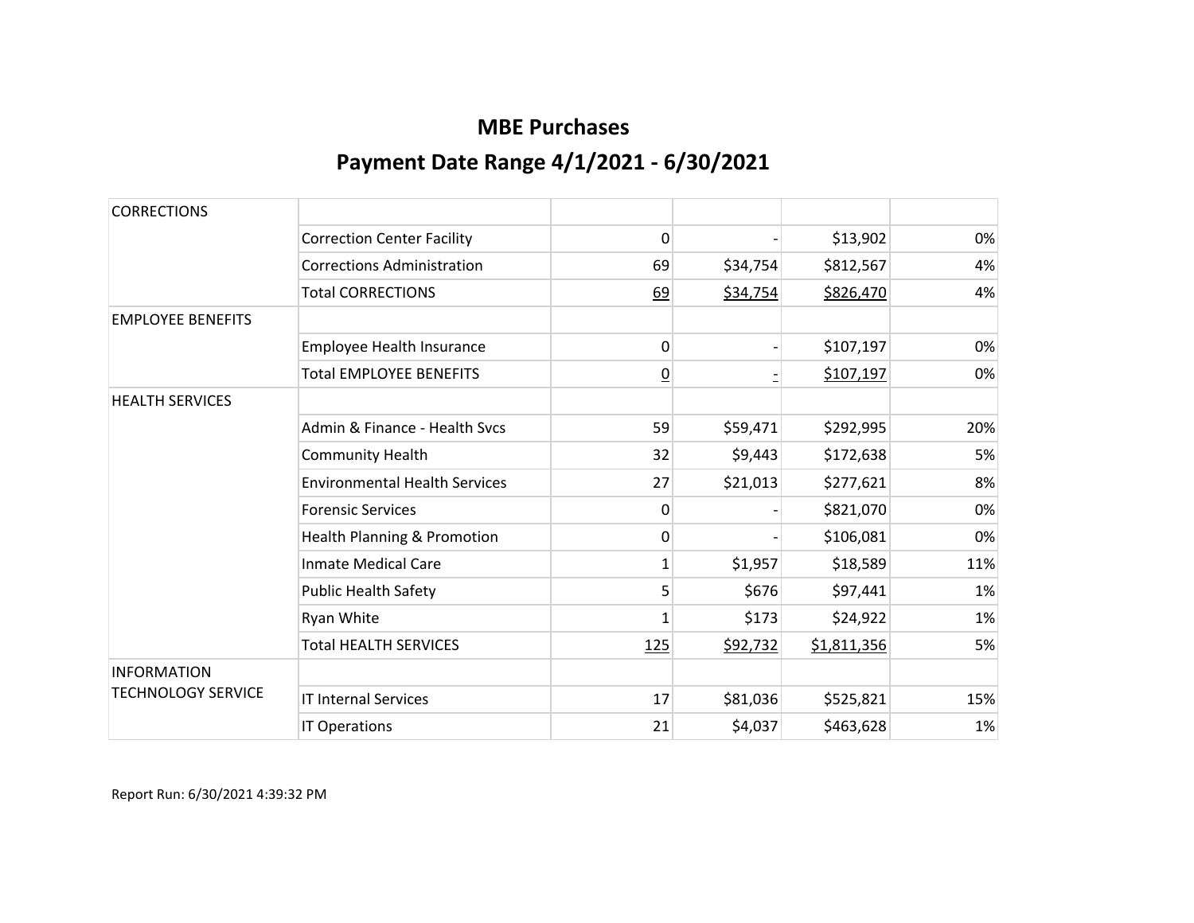## MBE Purchases

## Payment Date Range 4/1/2021 - 6/30/2021

| | | | | | |
|---|---|---|---|---|---|
| CORRECTIONS | | | | | |
| | Correction Center Facility | 0 | - | $13,902 | 0% |
| | Corrections Administration | 69 | $34,754 | $812,567 | 4% |
| | Total CORRECTIONS | 69 | $34,754 | $826,470 | 4% |
| EMPLOYEE BENEFITS | | | | | |
| | Employee Health Insurance | 0 | - | $107,197 | 0% |
| | Total EMPLOYEE BENEFITS | 0 | - | $107,197 | 0% |
| HEALTH SERVICES | | | | | |
| | Admin & Finance - Health Svcs | 59 | $59,471 | $292,995 | 20% |
| | Community Health | 32 | $9,443 | $172,638 | 5% |
| | Environmental Health Services | 27 | $21,013 | $277,621 | 8% |
| | Forensic Services | 0 | - | $821,070 | 0% |
| | Health Planning & Promotion | 0 | - | $106,081 | 0% |
| | Inmate Medical Care | 1 | $1,957 | $18,589 | 11% |
| | Public Health Safety | 5 | $676 | $97,441 | 1% |
| | Ryan White | 1 | $173 | $24,922 | 1% |
| | Total HEALTH SERVICES | 125 | $92,732 | $1,811,356 | 5% |
| INFORMATION TECHNOLOGY SERVICE | | | | | |
| | IT Internal Services | 17 | $81,036 | $525,821 | 15% |
| | IT Operations | 21 | $4,037 | $463,628 | 1% |

Report Run: 6/30/2021 4:39:32 PM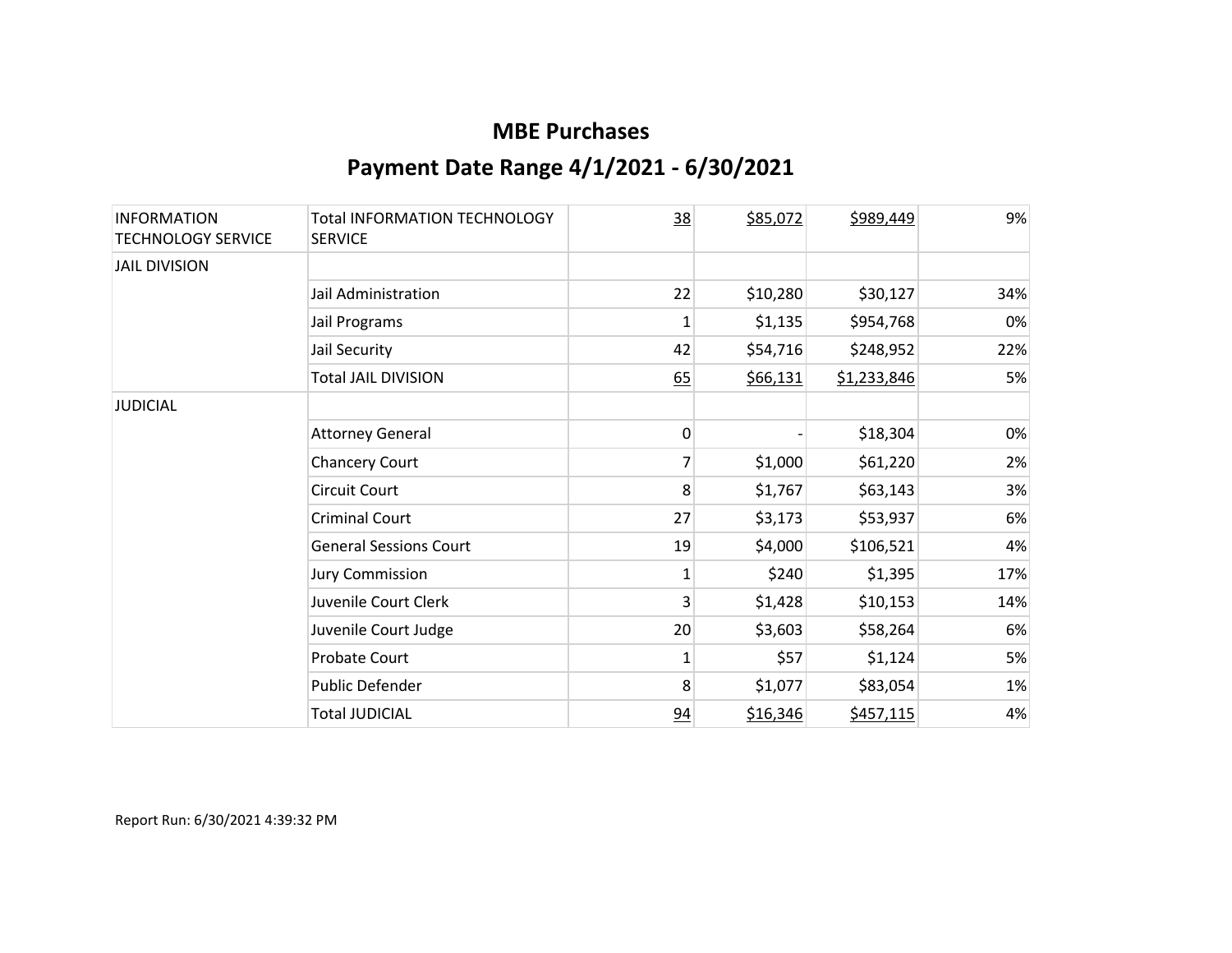# MBE Purchases

## Payment Date Range 4/1/2021 - 6/30/2021

| | | | | | |
|---|---|---|---|---|---|
| INFORMATION TECHNOLOGY SERVICE | Total INFORMATION TECHNOLOGY SERVICE | 38 | $85,072 | $989,449 | 9% |
| JAIL DIVISION | | | | | |
| | Jail Administration | 22 | $10,280 | $30,127 | 34% |
| | Jail Programs | 1 | $1,135 | $954,768 | 0% |
| | Jail Security | 42 | $54,716 | $248,952 | 22% |
| | Total JAIL DIVISION | 65 | $66,131 | $1,233,846 | 5% |
| JUDICIAL | | | | | |
| | Attorney General | 0 | - | $18,304 | 0% |
| | Chancery Court | 7 | $1,000 | $61,220 | 2% |
| | Circuit Court | 8 | $1,767 | $63,143 | 3% |
| | Criminal Court | 27 | $3,173 | $53,937 | 6% |
| | General Sessions Court | 19 | $4,000 | $106,521 | 4% |
| | Jury Commission | 1 | $240 | $1,395 | 17% |
| | Juvenile Court Clerk | 3 | $1,428 | $10,153 | 14% |
| | Juvenile Court Judge | 20 | $3,603 | $58,264 | 6% |
| | Probate Court | 1 | $57 | $1,124 | 5% |
| | Public Defender | 8 | $1,077 | $83,054 | 1% |
| | Total JUDICIAL | 94 | $16,346 | $457,115 | 4% |

Report Run: 6/30/2021 4:39:32 PM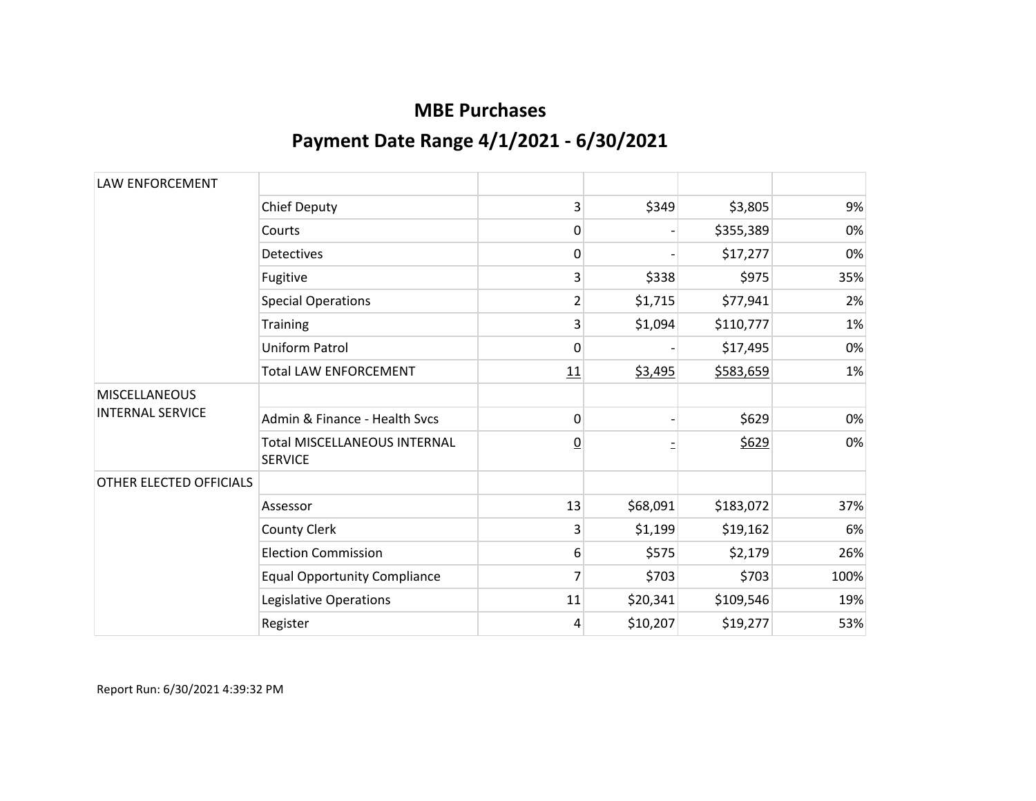## MBE Purchases

## Payment Date Range 4/1/2021 - 6/30/2021

| | | | | | |
|---|---|---|---|---|---|
| LAW ENFORCEMENT | | | | | |
| | Chief Deputy | 3 | $349 | $3,805 | 9% |
| | Courts | 0 | - | $355,389 | 0% |
| | Detectives | 0 | - | $17,277 | 0% |
| | Fugitive | 3 | $338 | $975 | 35% |
| | Special Operations | 2 | $1,715 | $77,941 | 2% |
| | Training | 3 | $1,094 | $110,777 | 1% |
| | Uniform Patrol | 0 | - | $17,495 | 0% |
| | Total LAW ENFORCEMENT | 11 | $3,495 | $583,659 | 1% |
| MISCELLANEOUS INTERNAL SERVICE | | | | | |
| | Admin & Finance - Health Svcs | 0 | - | $629 | 0% |
| | Total MISCELLANEOUS INTERNAL SERVICE | 0 | - | $629 | 0% |
| OTHER ELECTED OFFICIALS | | | | | |
| | Assessor | 13 | $68,091 | $183,072 | 37% |
| | County Clerk | 3 | $1,199 | $19,162 | 6% |
| | Election Commission | 6 | $575 | $2,179 | 26% |
| | Equal Opportunity Compliance | 7 | $703 | $703 | 100% |
| | Legislative Operations | 11 | $20,341 | $109,546 | 19% |
| | Register | 4 | $10,207 | $19,277 | 53% |

Report Run: 6/30/2021 4:39:32 PM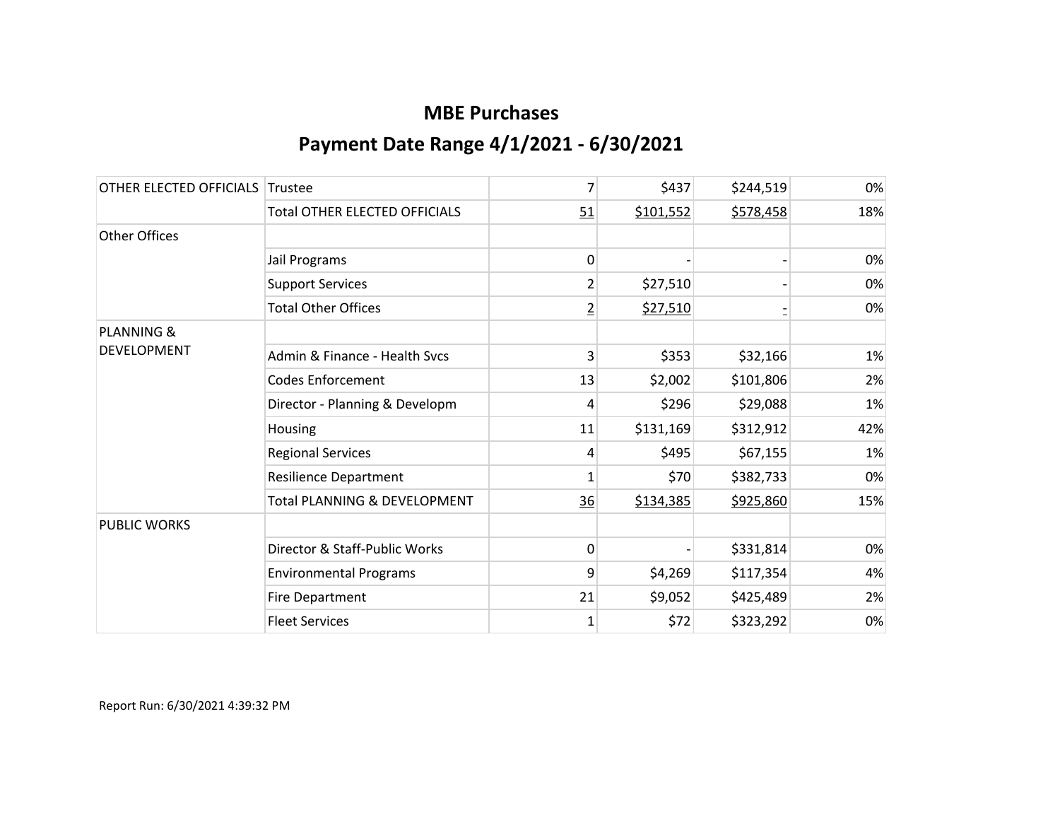# MBE Purchases

## Payment Date Range 4/1/2021 - 6/30/2021

| | | | | | |
|---|---|---|---|---|---|
| OTHER ELECTED OFFICIALS | Trustee | 7 | $437 | $244,519 | 0% |
| | Total OTHER ELECTED OFFICIALS | 51 | $101,552 | $578,458 | 18% |
| Other Offices | | | | | |
| | Jail Programs | 0 | - | - | 0% |
| | Support Services | 2 | $27,510 | - | 0% |
| | Total Other Offices | 2 | $27,510 | - | 0% |
| PLANNING & DEVELOPMENT | | | | | |
| | Admin & Finance - Health Svcs | 3 | $353 | $32,166 | 1% |
| | Codes Enforcement | 13 | $2,002 | $101,806 | 2% |
| | Director - Planning & Developm | 4 | $296 | $29,088 | 1% |
| | Housing | 11 | $131,169 | $312,912 | 42% |
| | Regional Services | 4 | $495 | $67,155 | 1% |
| | Resilience Department | 1 | $70 | $382,733 | 0% |
| | Total PLANNING & DEVELOPMENT | 36 | $134,385 | $925,860 | 15% |
| PUBLIC WORKS | | | | | |
| | Director & Staff-Public Works | 0 | - | $331,814 | 0% |
| | Environmental Programs | 9 | $4,269 | $117,354 | 4% |
| | Fire Department | 21 | $9,052 | $425,489 | 2% |
| | Fleet Services | 1 | $72 | $323,292 | 0% |

Report Run: 6/30/2021 4:39:32 PM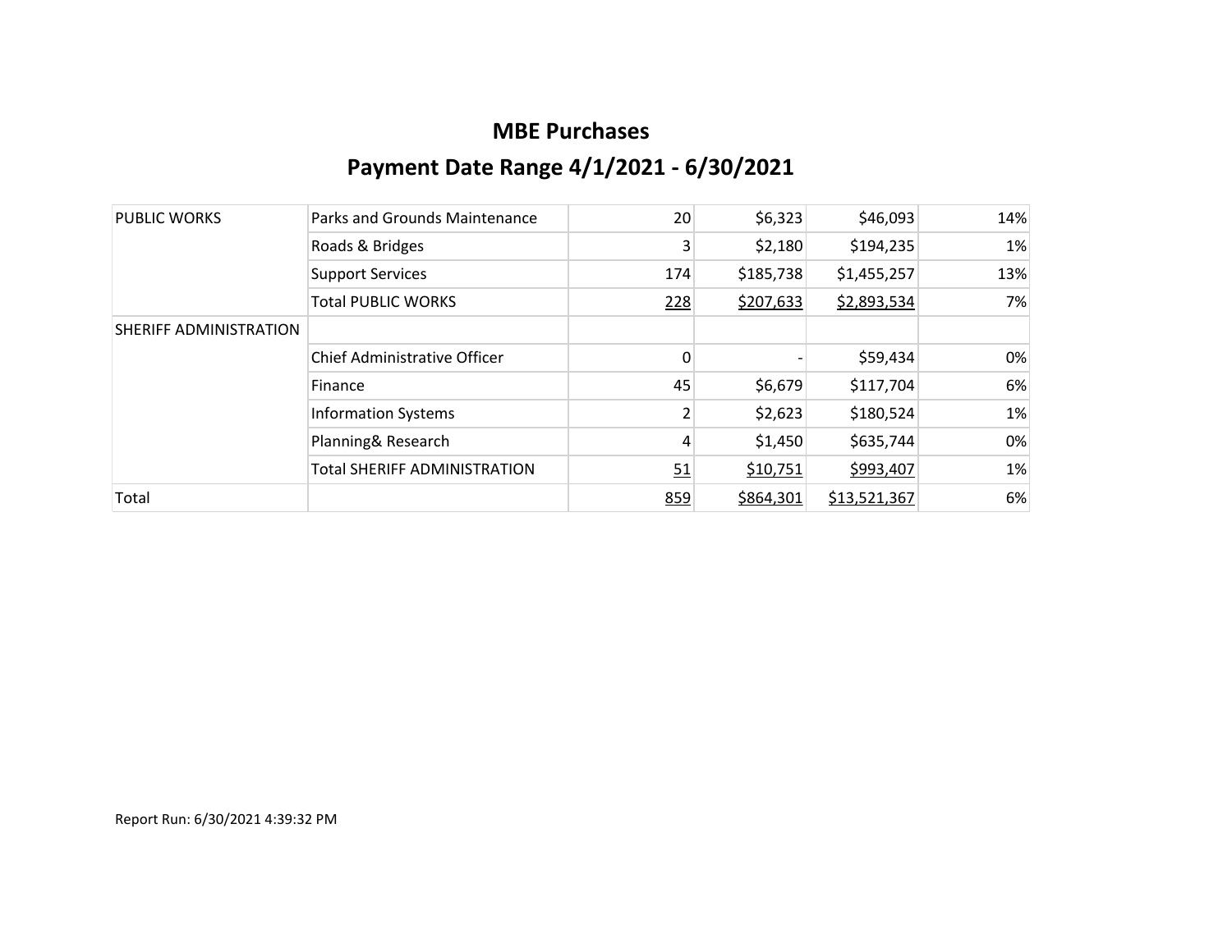## MBE Purchases

## Payment Date Range 4/1/2021 - 6/30/2021

| | | | | | |
|---|---|---|---|---|---|
| PUBLIC WORKS | Parks and Grounds Maintenance | 20 | $6,323 | $46,093 | 14% |
| | Roads & Bridges | 3 | $2,180 | $194,235 | 1% |
| | Support Services | 174 | $185,738 | $1,455,257 | 13% |
| | Total PUBLIC WORKS | 228 | $207,633 | $2,893,534 | 7% |
| SHERIFF ADMINISTRATION | | | | | |
| | Chief Administrative Officer | 0 | - | $59,434 | 0% |
| | Finance | 45 | $6,679 | $117,704 | 6% |
| | Information Systems | 2 | $2,623 | $180,524 | 1% |
| | Planning& Research | 4 | $1,450 | $635,744 | 0% |
| | Total SHERIFF ADMINISTRATION | 51 | $10,751 | $993,407 | 1% |
| Total | | 859 | $864,301 | $13,521,367 | 6% |

Report Run: 6/30/2021 4:39:32 PM